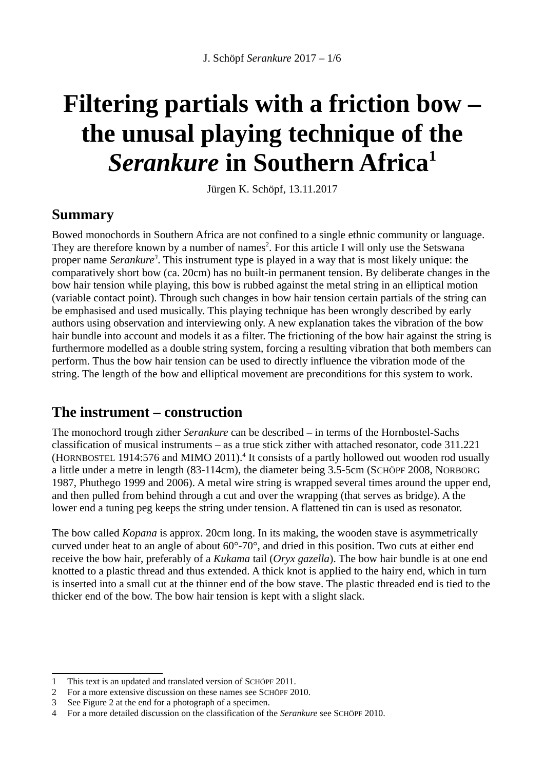# Filtering partials with a friction bow – the unusal playing technique of the *Serankure* in Southern Africa[1]

Jürgen K. Schöpf, 13.11.2017

## Summary

Bowed monochords in Southern Africa are not confined to a single ethnic community or language. They are therefore known by a number of names[2]. For this article I will only use the Setswana proper name *Serankure*[3]. This instrument type is played in a way that is most likely unique: the comparatively short bow (ca. 20cm) has no built-in permanent tension. By deliberate changes in the bow hair tension while playing, this bow is rubbed against the metal string in an elliptical motion (variable contact point). Through such changes in bow hair tension certain partials of the string can be emphasised and used musically. This playing technique has been wrongly described by early authors using observation and interviewing only. A new explanation takes the vibration of the bow hair bundle into account and models it as a filter. The frictioning of the bow hair against the string is furthermore modelled as a double string system, forcing a resulting vibration that both members can perform. Thus the bow hair tension can be used to directly influence the vibration mode of the string. The length of the bow and elliptical movement are preconditions for this system to work.

## The instrument – construction

The monochord trough zither *Serankure* can be described – in terms of the Hornbostel-Sachs classification of musical instruments – as a true stick zither with attached resonator, code 311.221 (Hornbostel 1914:576 and MIMO 2011).[4] It consists of a partly hollowed out wooden rod usually a little under a metre in length (83-114cm), the diameter being 3.5-5cm (Schöpf 2008, Norborg 1987, Phuthego 1999 and 2006). A metal wire string is wrapped several times around the upper end, and then pulled from behind through a cut and over the wrapping (that serves as bridge). A the lower end a tuning peg keeps the string under tension. A flattened tin can is used as resonator.

The bow called *Kopana* is approx. 20cm long. In its making, the wooden stave is asymmetrically curved under heat to an angle of about 60°-70°, and dried in this position. Two cuts at either end receive the bow hair, preferably of a *Kukama* tail (*Oryx gazella*). The bow hair bundle is at one end knotted to a plastic thread and thus extended. A thick knot is applied to the hairy end, which in turn is inserted into a small cut at the thinner end of the bow stave. The plastic threaded end is tied to the thicker end of the bow. The bow hair tension is kept with a slight slack.

---

1 This text is an updated and translated version of Schöpf 2011.

2 For a more extensive discussion on these names see Schöpf 2010.

3 See Figure 2 at the end for a photograph of a specimen.

4 For a more detailed discussion on the classification of the *Serankure* see Schöpf 2010.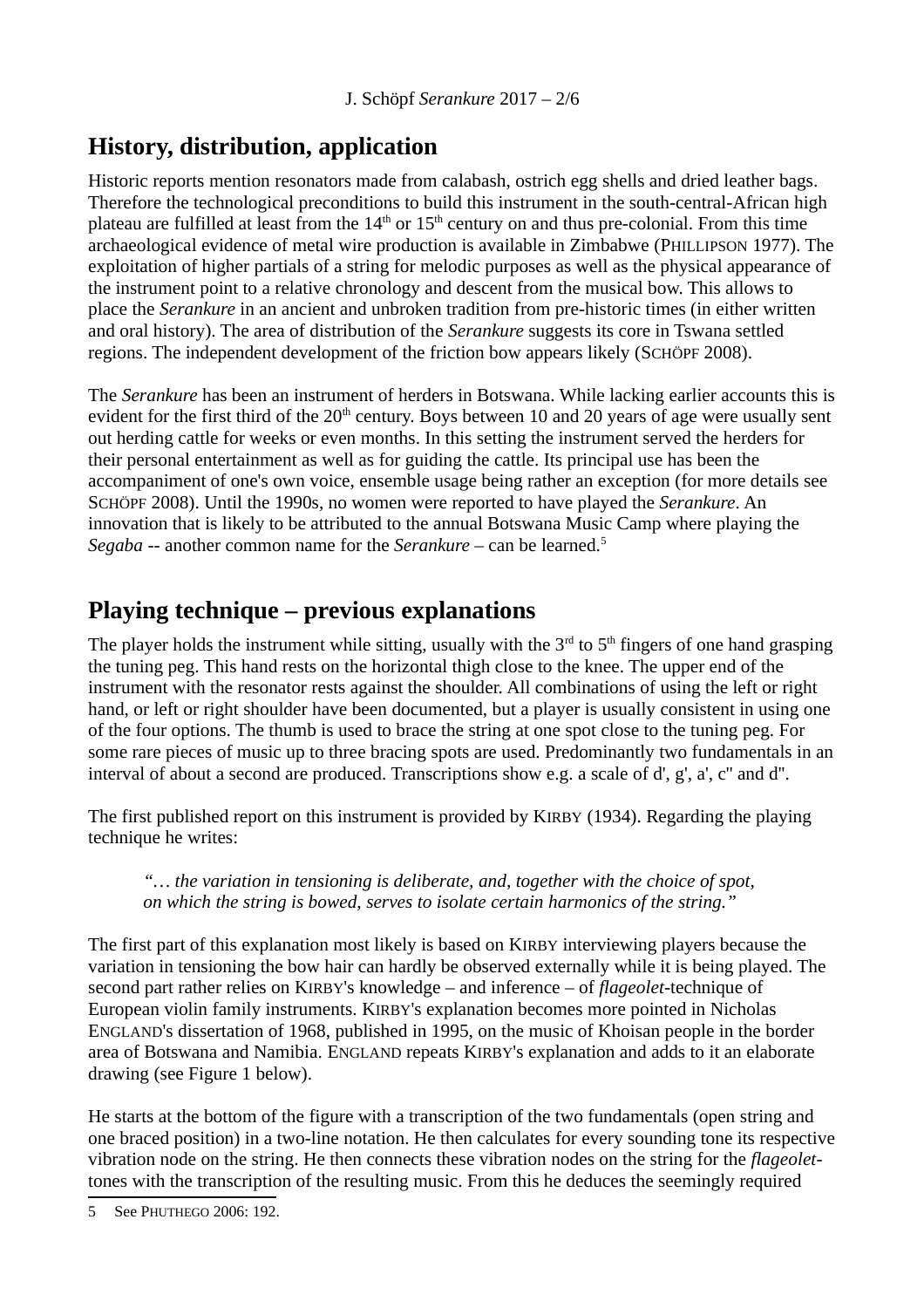## History, distribution, application

Historic reports mention resonators made from calabash, ostrich egg shells and dried leather bags. Therefore the technological preconditions to build this instrument in the south-central-African high plateau are fulfilled at least from the 14th or 15th century on and thus pre-colonial. From this time archaeological evidence of metal wire production is available in Zimbabwe (PHILLIPSON 1977). The exploitation of higher partials of a string for melodic purposes as well as the physical appearance of the instrument point to a relative chronology and descent from the musical bow. This allows to place the *Serankure* in an ancient and unbroken tradition from pre-historic times (in either written and oral history). The area of distribution of the *Serankure* suggests its core in Tswana settled regions. The independent development of the friction bow appears likely (SCHÖPF 2008).

The *Serankure* has been an instrument of herders in Botswana. While lacking earlier accounts this is evident for the first third of the 20th century. Boys between 10 and 20 years of age were usually sent out herding cattle for weeks or even months. In this setting the instrument served the herders for their personal entertainment as well as for guiding the cattle. Its principal use has been the accompaniment of one's own voice, ensemble usage being rather an exception (for more details see SCHÖPF 2008). Until the 1990s, no women were reported to have played the *Serankure*. An innovation that is likely to be attributed to the annual Botswana Music Camp where playing the *Segaba* -- another common name for the *Serankure* – can be learned.[5]

## Playing technique – previous explanations

The player holds the instrument while sitting, usually with the 3rd to 5th fingers of one hand grasping the tuning peg. This hand rests on the horizontal thigh close to the knee. The upper end of the instrument with the resonator rests against the shoulder. All combinations of using the left or right hand, or left or right shoulder have been documented, but a player is usually consistent in using one of the four options. The thumb is used to brace the string at one spot close to the tuning peg. For some rare pieces of music up to three bracing spots are used. Predominantly two fundamentals in an interval of about a second are produced. Transcriptions show e.g. a scale of d', g', a', c'' and d''.

The first published report on this instrument is provided by KIRBY (1934). Regarding the playing technique he writes:

> *"… the variation in tensioning is deliberate, and, together with the choice of spot, on which the string is bowed, serves to isolate certain harmonics of the string."*

The first part of this explanation most likely is based on KIRBY interviewing players because the variation in tensioning the bow hair can hardly be observed externally while it is being played. The second part rather relies on KIRBY's knowledge – and inference – of *flageolet*-technique of European violin family instruments. KIRBY's explanation becomes more pointed in Nicholas ENGLAND's dissertation of 1968, published in 1995, on the music of Khoisan people in the border area of Botswana and Namibia. ENGLAND repeats KIRBY's explanation and adds to it an elaborate drawing (see Figure 1 below).

He starts at the bottom of the figure with a transcription of the two fundamentals (open string and one braced position) in a two-line notation. He then calculates for every sounding tone its respective vibration node on the string. He then connects these vibration nodes on the string for the *flageolet*-tones with the transcription of the resulting music. From this he deduces the seemingly required

[5] See PHUTHEGO 2006: 192.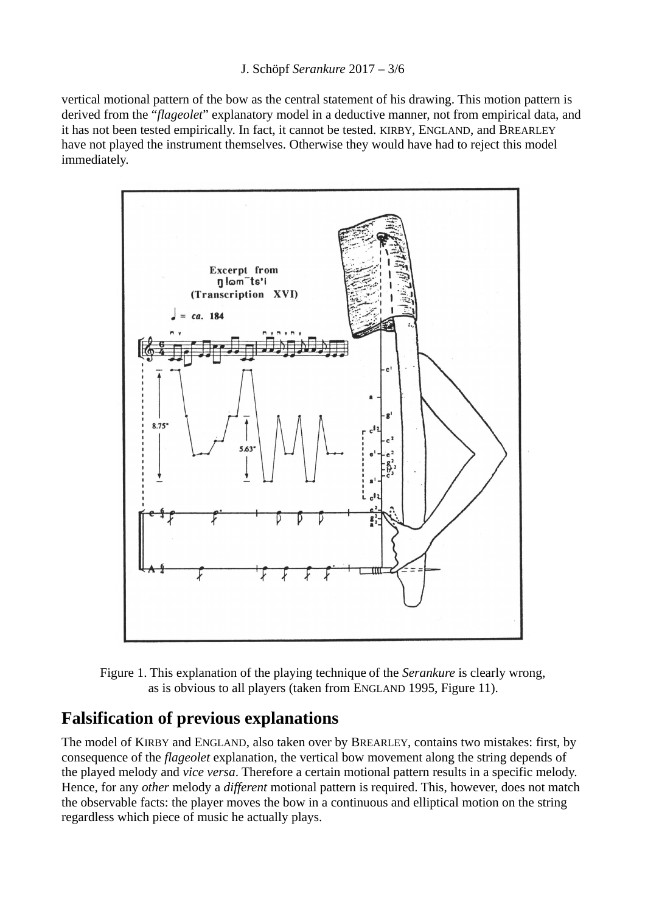vertical motional pattern of the bow as the central statement of his drawing. This motion pattern is derived from the "*flageolet*" explanatory model in a deductive manner, not from empirical data, and it has not been tested empirically. In fact, it cannot be tested. KIRBY, ENGLAND, and BREARLEY have not played the instrument themselves. Otherwise they would have had to reject this model immediately.

Figure 1. This explanation of the playing technique of the *Serankure* is clearly wrong, as is obvious to all players (taken from ENGLAND 1995, Figure 11).

## Falsification of previous explanations

The model of KIRBY and ENGLAND, also taken over by BREARLEY, contains two mistakes: first, by consequence of the *flageolet* explanation, the vertical bow movement along the string depends of the played melody and *vice versa*. Therefore a certain motional pattern results in a specific melody. Hence, for any *other* melody a *different* motional pattern is required. This, however, does not match the observable facts: the player moves the bow in a continuous and elliptical motion on the string regardless which piece of music he actually plays.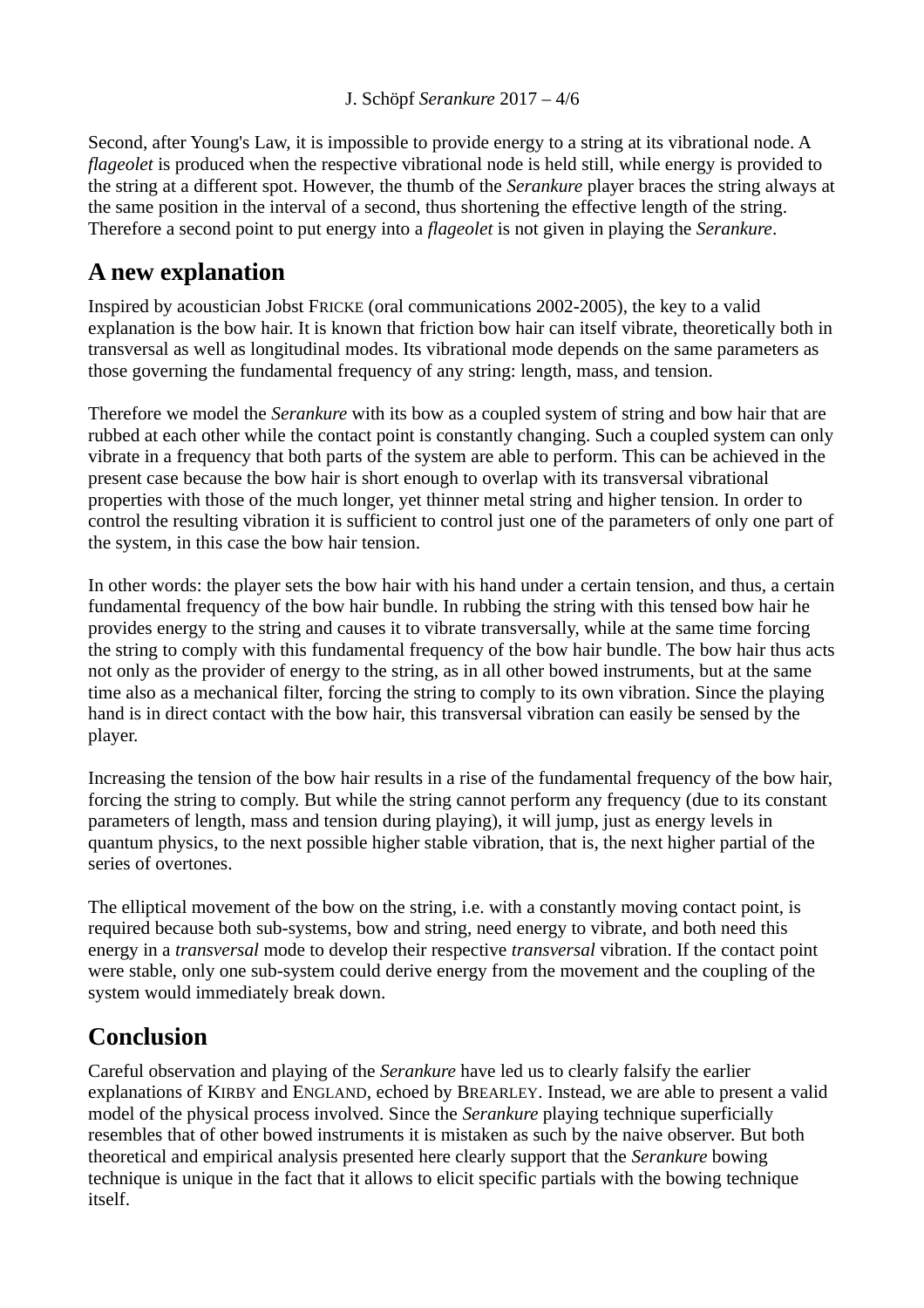Second, after Young's Law, it is impossible to provide energy to a string at its vibrational node. A *flageolet* is produced when the respective vibrational node is held still, while energy is provided to the string at a different spot. However, the thumb of the *Serankure* player braces the string always at the same position in the interval of a second, thus shortening the effective length of the string. Therefore a second point to put energy into a *flageolet* is not given in playing the *Serankure*.

## A new explanation

Inspired by acoustician Jobst FRICKE (oral communications 2002-2005), the key to a valid explanation is the bow hair. It is known that friction bow hair can itself vibrate, theoretically both in transversal as well as longitudinal modes. Its vibrational mode depends on the same parameters as those governing the fundamental frequency of any string: length, mass, and tension.

Therefore we model the *Serankure* with its bow as a coupled system of string and bow hair that are rubbed at each other while the contact point is constantly changing. Such a coupled system can only vibrate in a frequency that both parts of the system are able to perform. This can be achieved in the present case because the bow hair is short enough to overlap with its transversal vibrational properties with those of the much longer, yet thinner metal string and higher tension. In order to control the resulting vibration it is sufficient to control just one of the parameters of only one part of the system, in this case the bow hair tension.

In other words: the player sets the bow hair with his hand under a certain tension, and thus, a certain fundamental frequency of the bow hair bundle. In rubbing the string with this tensed bow hair he provides energy to the string and causes it to vibrate transversally, while at the same time forcing the string to comply with this fundamental frequency of the bow hair bundle. The bow hair thus acts not only as the provider of energy to the string, as in all other bowed instruments, but at the same time also as a mechanical filter, forcing the string to comply to its own vibration. Since the playing hand is in direct contact with the bow hair, this transversal vibration can easily be sensed by the player.

Increasing the tension of the bow hair results in a rise of the fundamental frequency of the bow hair, forcing the string to comply. But while the string cannot perform any frequency (due to its constant parameters of length, mass and tension during playing), it will jump, just as energy levels in quantum physics, to the next possible higher stable vibration, that is, the next higher partial of the series of overtones.

The elliptical movement of the bow on the string, i.e. with a constantly moving contact point, is required because both sub-systems, bow and string, need energy to vibrate, and both need this energy in a *transversal* mode to develop their respective *transversal* vibration. If the contact point were stable, only one sub-system could derive energy from the movement and the coupling of the system would immediately break down.

## Conclusion

Careful observation and playing of the *Serankure* have led us to clearly falsify the earlier explanations of KIRBY and ENGLAND, echoed by BREARLEY. Instead, we are able to present a valid model of the physical process involved. Since the *Serankure* playing technique superficially resembles that of other bowed instruments it is mistaken as such by the naive observer. But both theoretical and empirical analysis presented here clearly support that the *Serankure* bowing technique is unique in the fact that it allows to elicit specific partials with the bowing technique itself.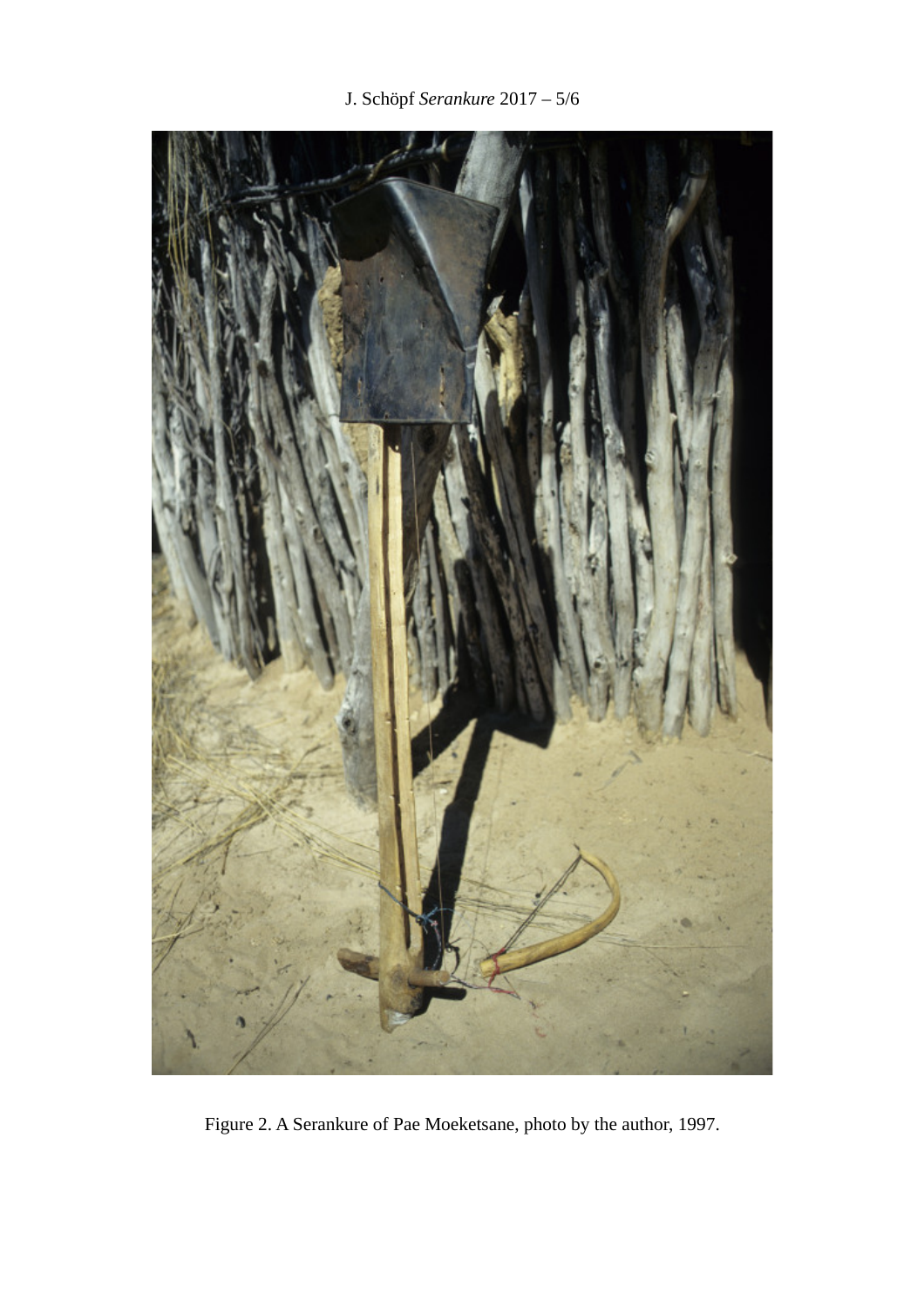Figure 2. A Serankure of Pae Moeketsane, photo by the author, 1997.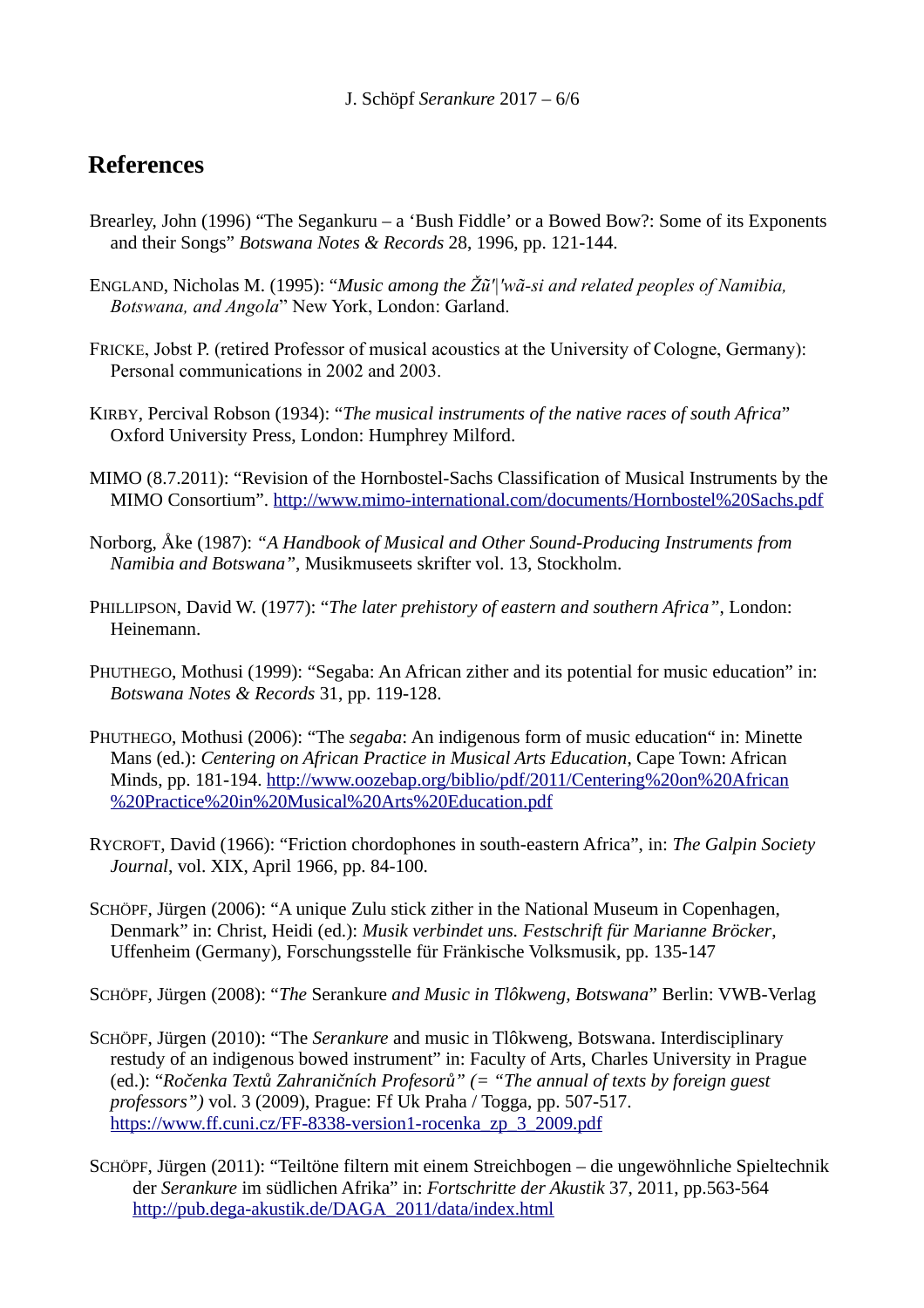## References

Brearley, John (1996) "The Segankuru – a 'Bush Fiddle' or a Bowed Bow?: Some of its Exponents and their Songs" *Botswana Notes & Records* 28, 1996, pp. 121-144.

England, Nicholas M. (1995): "*Music among the Žũ'|'wã-si and related peoples of Namibia, Botswana, and Angola*" New York, London: Garland.

Fricke, Jobst P. (retired Professor of musical acoustics at the University of Cologne, Germany): Personal communications in 2002 and 2003.

Kirby, Percival Robson (1934): "*The musical instruments of the native races of south Africa*" Oxford University Press, London: Humphrey Milford.

MIMO (8.7.2011): "Revision of the Hornbostel-Sachs Classification of Musical Instruments by the MIMO Consortium". http://www.mimo-international.com/documents/Hornbostel%20Sachs.pdf

Norborg, Åke (1987): *"A Handbook of Musical and Other Sound-Producing Instruments from Namibia and Botswana"*, Musikmuseets skrifter vol. 13, Stockholm.

Phillipson, David W. (1977): "*The later prehistory of eastern and southern Africa"*, London: Heinemann.

Phuthego, Mothusi (1999): "Segaba: An African zither and its potential for music education" in: *Botswana Notes & Records* 31, pp. 119-128.

Phuthego, Mothusi (2006): "The *segaba*: An indigenous form of music education" in: Minette Mans (ed.): *Centering on African Practice in Musical Arts Education*, Cape Town: African Minds, pp. 181-194. http://www.oozebap.org/biblio/pdf/2011/Centering%20on%20African%20Practice%20in%20Musical%20Arts%20Education.pdf

Rycroft, David (1966): "Friction chordophones in south-eastern Africa", in: *The Galpin Society Journal*, vol. XIX, April 1966, pp. 84-100.

Schöpf, Jürgen (2006): "A unique Zulu stick zither in the National Museum in Copenhagen, Denmark" in: Christ, Heidi (ed.): *Musik verbindet uns. Festschrift für Marianne Bröcker*, Uffenheim (Germany), Forschungsstelle für Fränkische Volksmusik, pp. 135-147

Schöpf, Jürgen (2008): "*The* Serankure *and Music in Tlôkweng, Botswana*" Berlin: VWB-Verlag

Schöpf, Jürgen (2010): "The *Serankure* and music in Tlôkweng, Botswana. Interdisciplinary restudy of an indigenous bowed instrument" in: Faculty of Arts, Charles University in Prague (ed.): "*Ročenka Textů Zahraničních Profesorů" (= "The annual of texts by foreign guest professors")* vol. 3 (2009), Prague: Ff Uk Praha / Togga, pp. 507-517. https://www.ff.cuni.cz/FF-8338-version1-rocenka_zp_3_2009.pdf

Schöpf, Jürgen (2011): "Teiltöne filtern mit einem Streichbogen – die ungewöhnliche Spieltechnik der *Serankure* im südlichen Afrika" in: *Fortschritte der Akustik* 37, 2011, pp.563-564 http://pub.dega-akustik.de/DAGA_2011/data/index.html